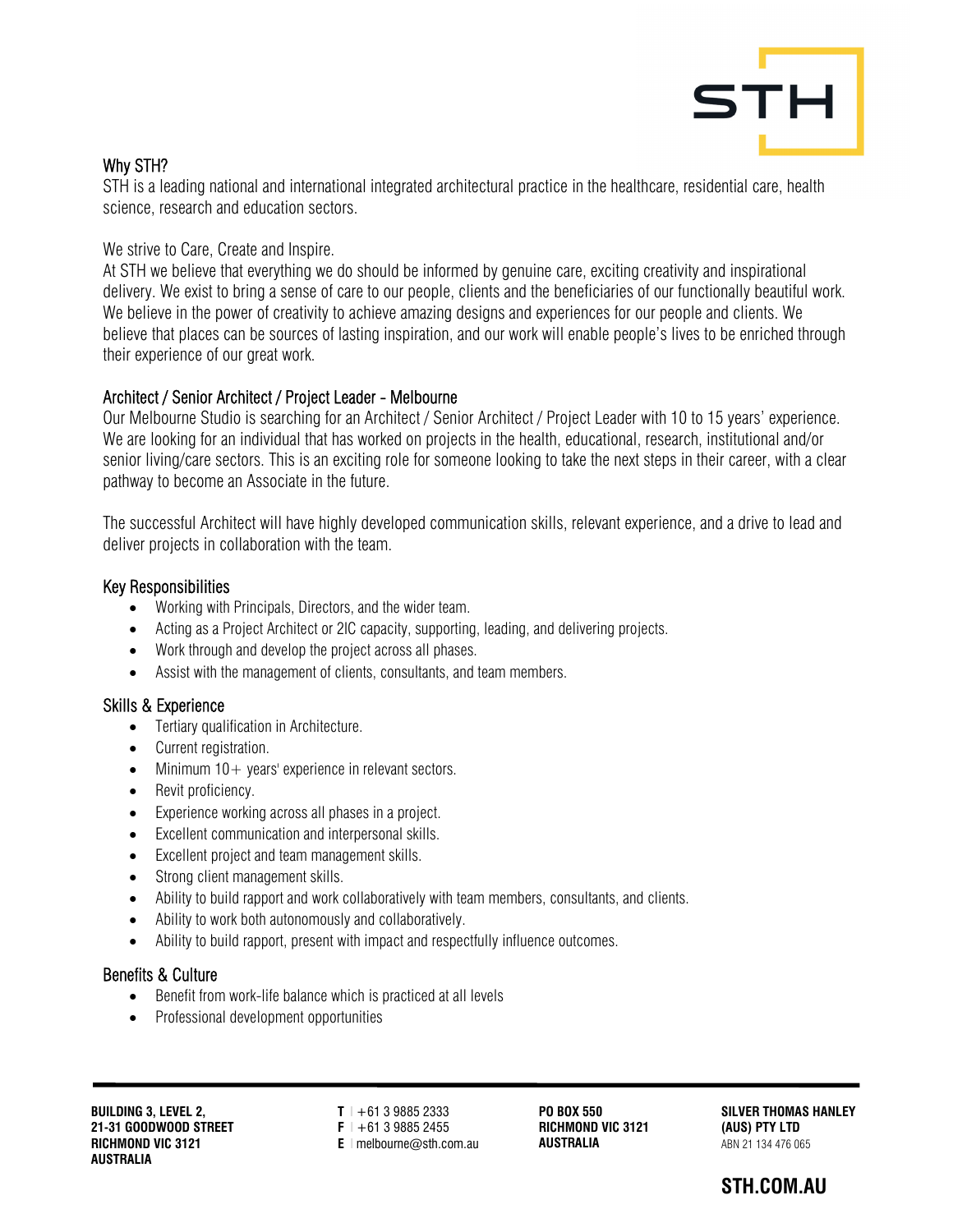## Why STH?

STH is a leading national and international integrated architectural practice in the healthcare, residential care, health science, research and education sectors.

We strive to Care, Create and Inspire.
At STH we believe that everything we do should be informed by genuine care, exciting creativity and inspirational delivery. We exist to bring a sense of care to our people, clients and the beneficiaries of our functionally beautiful work. We believe in the power of creativity to achieve amazing designs and experiences for our people and clients. We believe that places can be sources of lasting inspiration, and our work will enable people's lives to be enriched through their experience of our great work.

## Architect / Senior Architect / Project Leader - Melbourne

Our Melbourne Studio is searching for an Architect / Senior Architect / Project Leader with 10 to 15 years' experience. We are looking for an individual that has worked on projects in the health, educational, research, institutional and/or senior living/care sectors. This is an exciting role for someone looking to take the next steps in their career, with a clear pathway to become an Associate in the future.

The successful Architect will have highly developed communication skills, relevant experience, and a drive to lead and deliver projects in collaboration with the team.

### Key Responsibilities

- Working with Principals, Directors, and the wider team.
- Acting as a Project Architect or 2IC capacity, supporting, leading, and delivering projects.
- Work through and develop the project across all phases.
- Assist with the management of clients, consultants, and team members.

### Skills & Experience

- Tertiary qualification in Architecture.
- Current registration.
- Minimum 10+ years' experience in relevant sectors.
- Revit proficiency.
- Experience working across all phases in a project.
- Excellent communication and interpersonal skills.
- Excellent project and team management skills.
- Strong client management skills.
- Ability to build rapport and work collaboratively with team members, consultants, and clients.
- Ability to work both autonomously and collaboratively.
- Ability to build rapport, present with impact and respectfully influence outcomes.

### Benefits & Culture

- Benefit from work-life balance which is practiced at all levels
- Professional development opportunities

**BUILDING 3, LEVEL 2,**
**21-31 GOODWOOD STREET**
**RICHMOND VIC 3121**
**AUSTRALIA**

**T** | +61 3 9885 2333
**F** | +61 3 9885 2455
**E** | melbourne@sth.com.au

**PO BOX 550**
**RICHMOND VIC 3121**
**AUSTRALIA**

**SILVER THOMAS HANLEY**
**(AUS) PTY LTD**
ABN 21 134 476 065

**STH.COM.AU**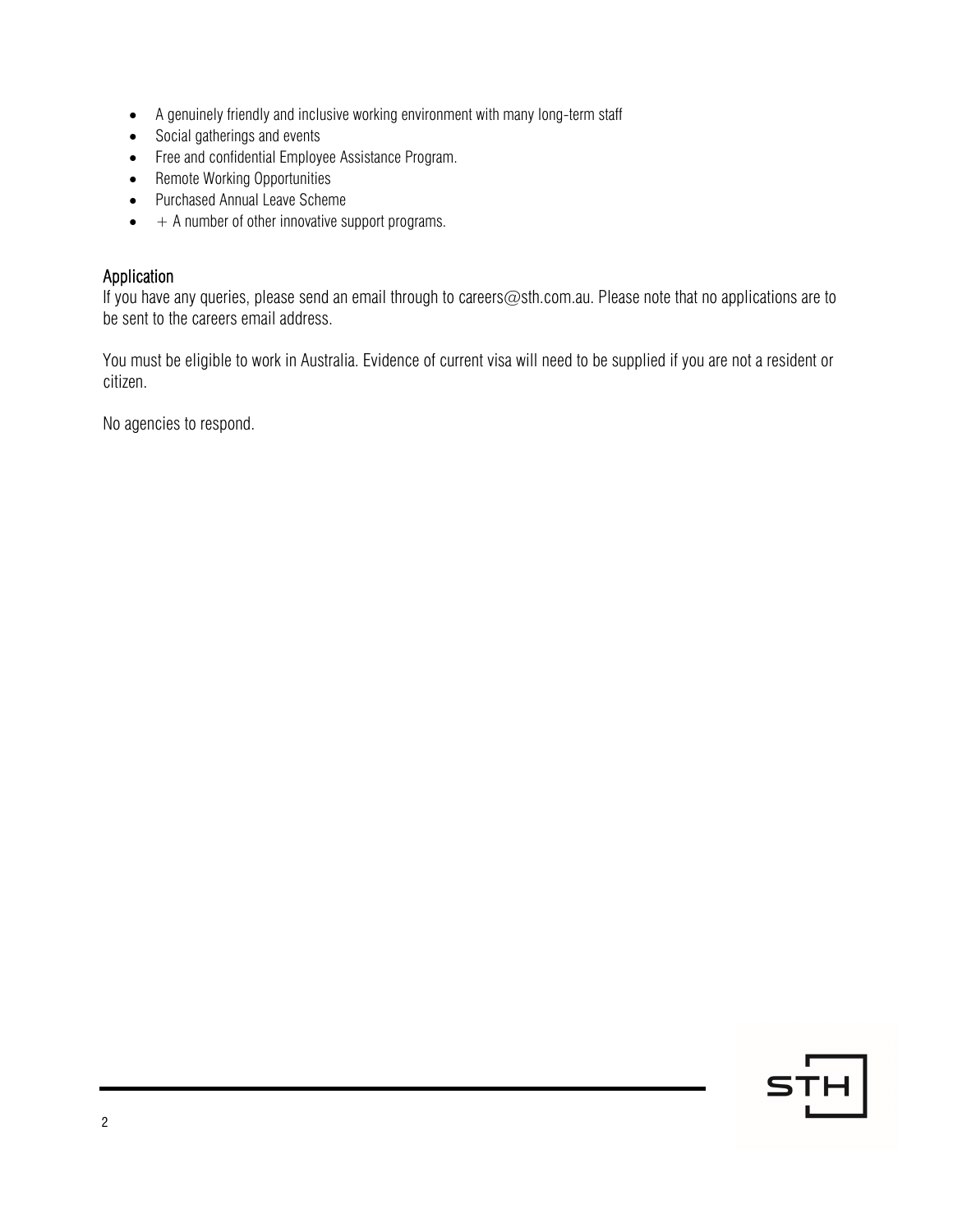- A genuinely friendly and inclusive working environment with many long-term staff
- Social gatherings and events
- Free and confidential Employee Assistance Program.
- Remote Working Opportunities
- Purchased Annual Leave Scheme
- + A number of other innovative support programs.

### Application

If you have any queries, please send an email through to careers@sth.com.au. Please note that no applications are to be sent to the careers email address.

You must be eligible to work in Australia. Evidence of current visa will need to be supplied if you are not a resident or citizen.

No agencies to respond.